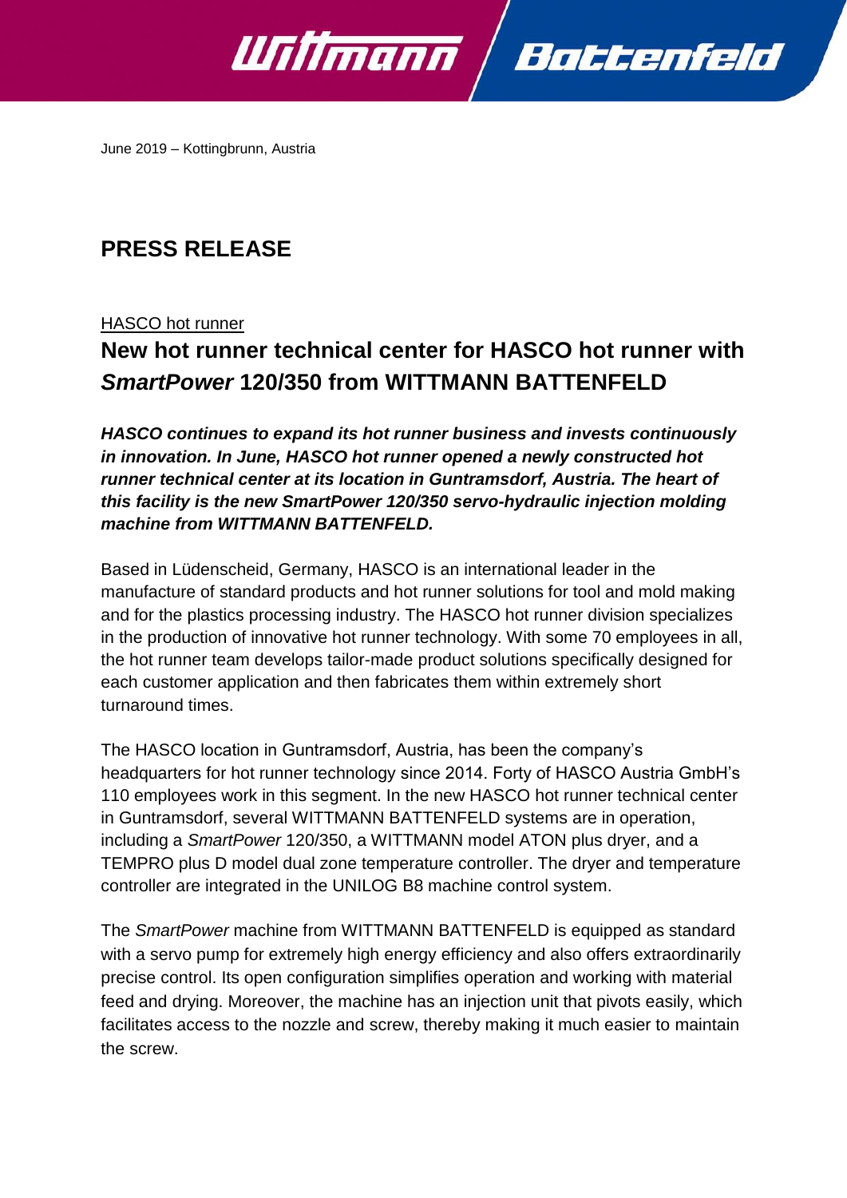June 2019 – Kottingbrunn, Austria

# PRESS RELEASE

HASCO hot runner

## New hot runner technical center for HASCO hot runner with *SmartPower* 120/350 from WITTMANN BATTENFELD

***HASCO continues to expand its hot runner business and invests continuously in innovation. In June, HASCO hot runner opened a newly constructed hot runner technical center at its location in Guntramsdorf, Austria. The heart of this facility is the new SmartPower 120/350 servo-hydraulic injection molding machine from WITTMANN BATTENFELD.***

Based in Lüdenscheid, Germany, HASCO is an international leader in the manufacture of standard products and hot runner solutions for tool and mold making and for the plastics processing industry. The HASCO hot runner division specializes in the production of innovative hot runner technology. With some 70 employees in all, the hot runner team develops tailor-made product solutions specifically designed for each customer application and then fabricates them within extremely short turnaround times.

The HASCO location in Guntramsdorf, Austria, has been the company's headquarters for hot runner technology since 2014. Forty of HASCO Austria GmbH's 110 employees work in this segment. In the new HASCO hot runner technical center in Guntramsdorf, several WITTMANN BATTENFELD systems are in operation, including a *SmartPower* 120/350, a WITTMANN model ATON plus dryer, and a TEMPRO plus D model dual zone temperature controller. The dryer and temperature controller are integrated in the UNILOG B8 machine control system.

The *SmartPower* machine from WITTMANN BATTENFELD is equipped as standard with a servo pump for extremely high energy efficiency and also offers extraordinarily precise control. Its open configuration simplifies operation and working with material feed and drying. Moreover, the machine has an injection unit that pivots easily, which facilitates access to the nozzle and screw, thereby making it much easier to maintain the screw.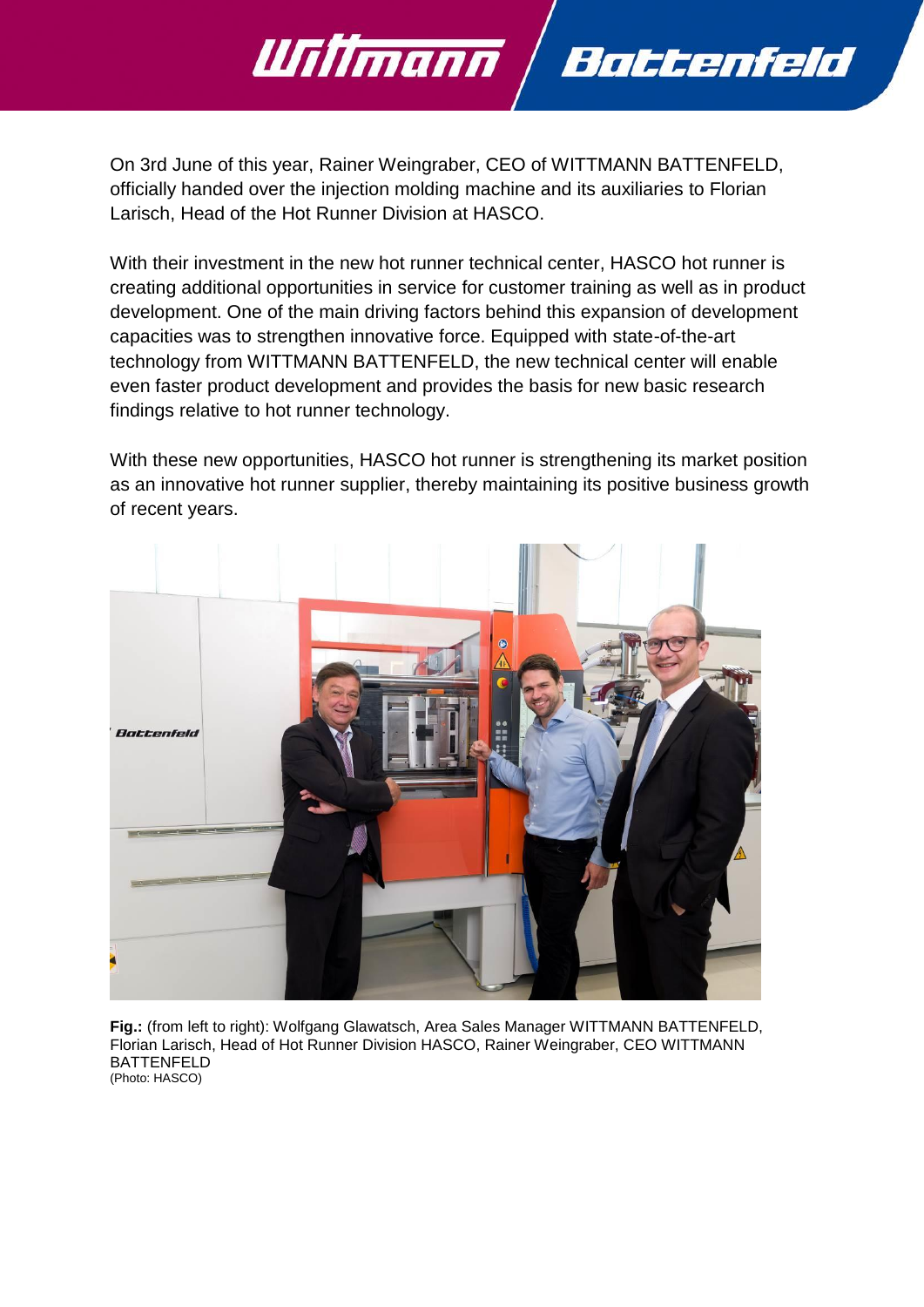On 3rd June of this year, Rainer Weingraber, CEO of WITTMANN BATTENFELD, officially handed over the injection molding machine and its auxiliaries to Florian Larisch, Head of the Hot Runner Division at HASCO.

With their investment in the new hot runner technical center, HASCO hot runner is creating additional opportunities in service for customer training as well as in product development. One of the main driving factors behind this expansion of development capacities was to strengthen innovative force. Equipped with state-of-the-art technology from WITTMANN BATTENFELD, the new technical center will enable even faster product development and provides the basis for new basic research findings relative to hot runner technology.

With these new opportunities, HASCO hot runner is strengthening its market position as an innovative hot runner supplier, thereby maintaining its positive business growth of recent years.

**Fig.:** (from left to right): Wolfgang Glawatsch, Area Sales Manager WITTMANN BATTENFELD, Florian Larisch, Head of Hot Runner Division HASCO, Rainer Weingraber, CEO WITTMANN BATTENFELD
(Photo: HASCO)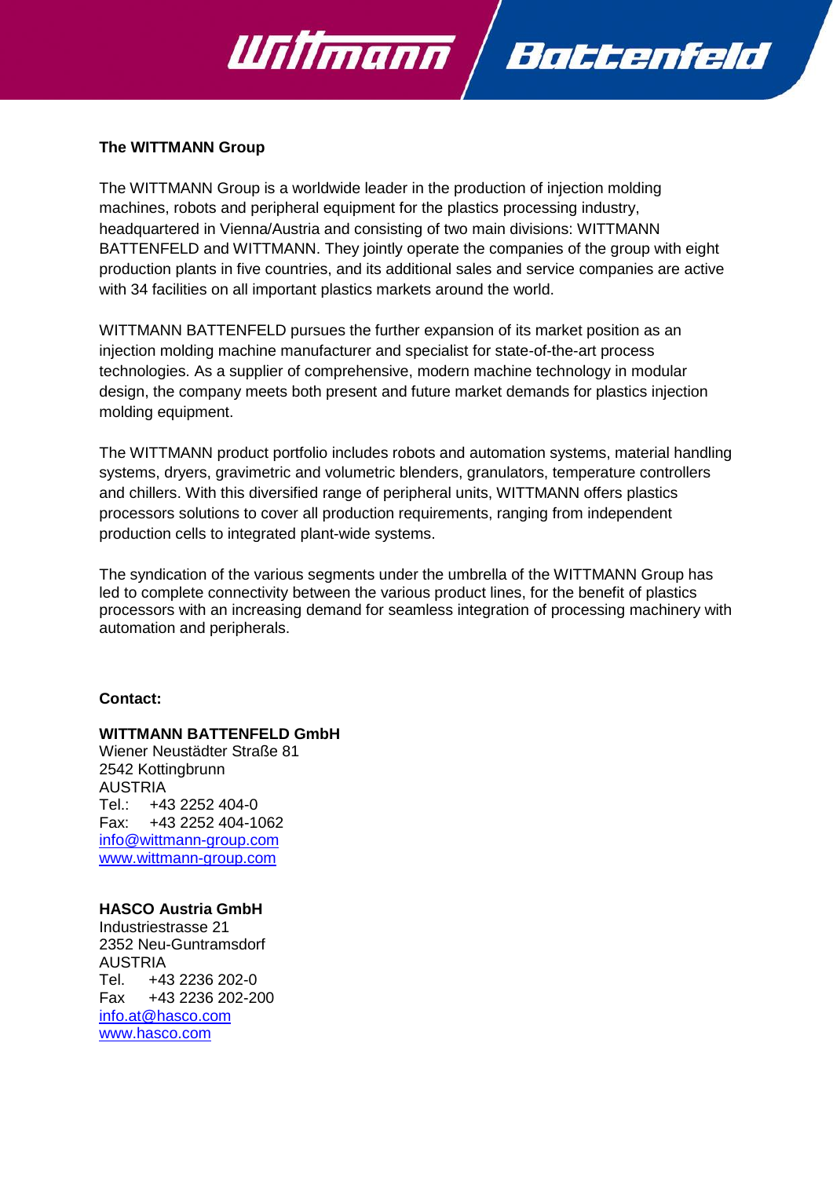**The WITTMANN Group**

The WITTMANN Group is a worldwide leader in the production of injection molding machines, robots and peripheral equipment for the plastics processing industry, headquartered in Vienna/Austria and consisting of two main divisions: WITTMANN BATTENFELD and WITTMANN. They jointly operate the companies of the group with eight production plants in five countries, and its additional sales and service companies are active with 34 facilities on all important plastics markets around the world.

WITTMANN BATTENFELD pursues the further expansion of its market position as an injection molding machine manufacturer and specialist for state-of-the-art process technologies. As a supplier of comprehensive, modern machine technology in modular design, the company meets both present and future market demands for plastics injection molding equipment.

The WITTMANN product portfolio includes robots and automation systems, material handling systems, dryers, gravimetric and volumetric blenders, granulators, temperature controllers and chillers. With this diversified range of peripheral units, WITTMANN offers plastics processors solutions to cover all production requirements, ranging from independent production cells to integrated plant-wide systems.

The syndication of the various segments under the umbrella of the WITTMANN Group has led to complete connectivity between the various product lines, for the benefit of plastics processors with an increasing demand for seamless integration of processing machinery with automation and peripherals.

**Contact:**

**WITTMANN BATTENFELD GmbH**
Wiener Neustädter Straße 81
2542 Kottingbrunn
AUSTRIA
Tel.: +43 2252 404-0
Fax: +43 2252 404-1062
info@wittmann-group.com
www.wittmann-group.com

**HASCO Austria GmbH**
Industriestrasse 21
2352 Neu-Guntramsdorf
AUSTRIA
Tel. +43 2236 202-0
Fax +43 2236 202-200
info.at@hasco.com
www.hasco.com